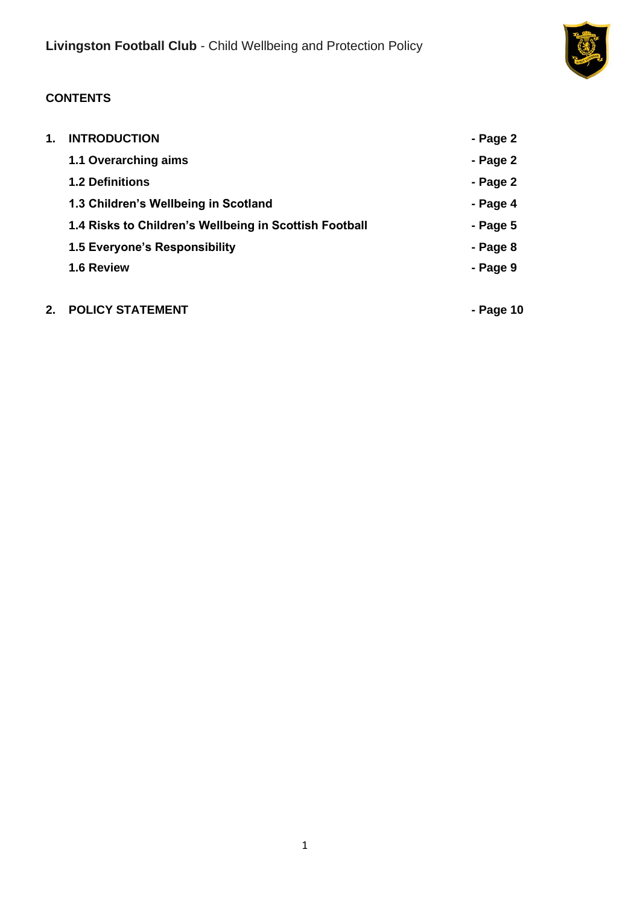**Livingston Football Club** - Child Wellbeing and Protection Policy

## CONTENTS

| | | |
|---|---|---|
| **1.** | **INTRODUCTION** | **- Page 2** |
| | **1.1 Overarching aims** | **- Page 2** |
| | **1.2 Definitions** | **- Page 2** |
| | **1.3 Children's Wellbeing in Scotland** | **- Page 4** |
| | **1.4 Risks to Children's Wellbeing in Scottish Football** | **- Page 5** |
| | **1.5 Everyone's Responsibility** | **- Page 8** |
| | **1.6 Review** | **- Page 9** |
| **2.** | **POLICY STATEMENT** | **- Page 10** |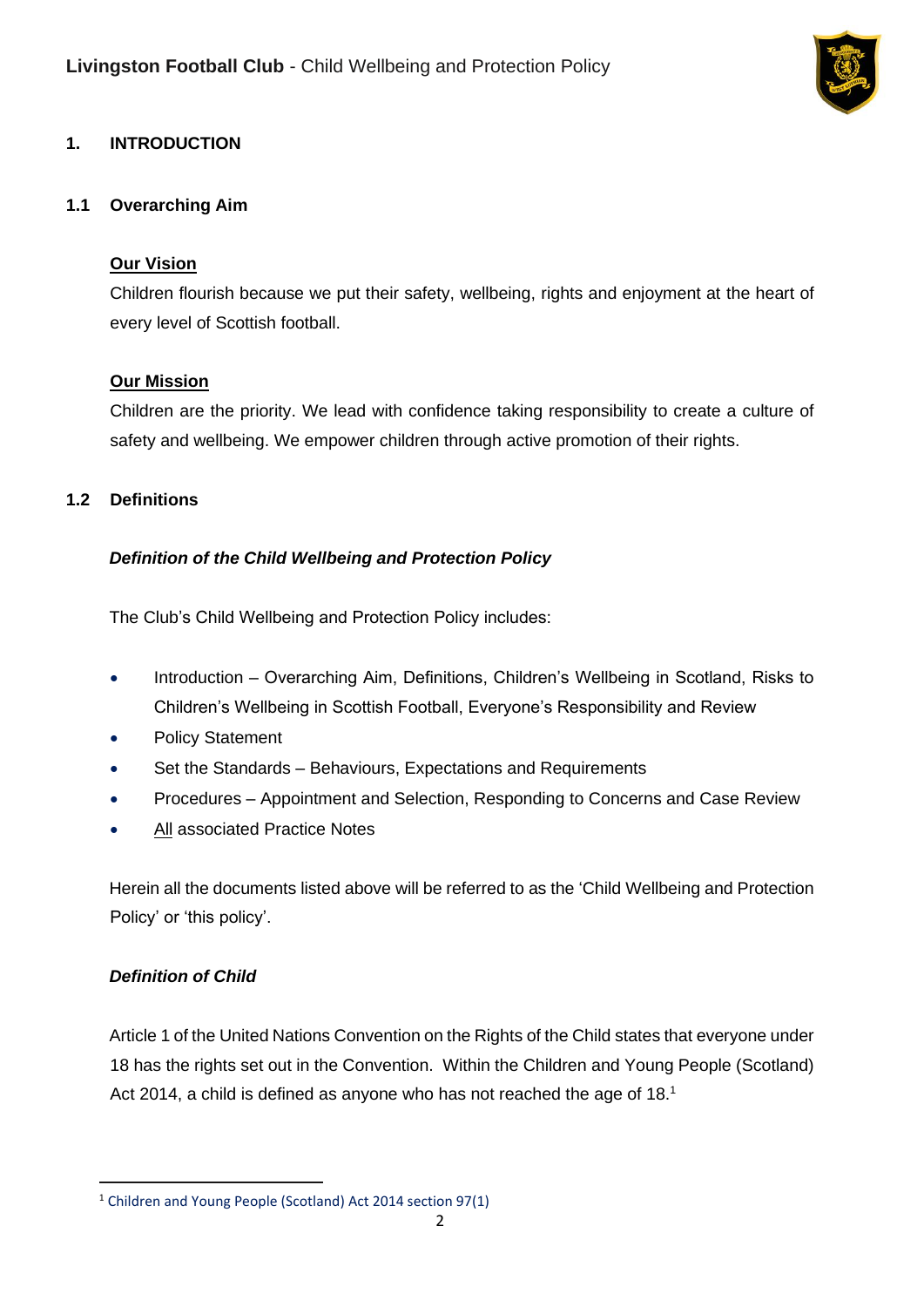## 1. INTRODUCTION

### 1.1 Overarching Aim

**Our Vision**

Children flourish because we put their safety, wellbeing, rights and enjoyment at the heart of every level of Scottish football.

**Our Mission**

Children are the priority. We lead with confidence taking responsibility to create a culture of safety and wellbeing. We empower children through active promotion of their rights.

### 1.2 Definitions

***Definition of the Child Wellbeing and Protection Policy***

The Club's Child Wellbeing and Protection Policy includes:

- Introduction – Overarching Aim, Definitions, Children's Wellbeing in Scotland, Risks to Children's Wellbeing in Scottish Football, Everyone's Responsibility and Review
- Policy Statement
- Set the Standards – Behaviours, Expectations and Requirements
- Procedures – Appointment and Selection, Responding to Concerns and Case Review
- All associated Practice Notes

Herein all the documents listed above will be referred to as the 'Child Wellbeing and Protection Policy' or 'this policy'.

***Definition of Child***

Article 1 of the United Nations Convention on the Rights of the Child states that everyone under 18 has the rights set out in the Convention. Within the Children and Young People (Scotland) Act 2014, a child is defined as anyone who has not reached the age of 18.[1]

---

[1] Children and Young People (Scotland) Act 2014 section 97(1)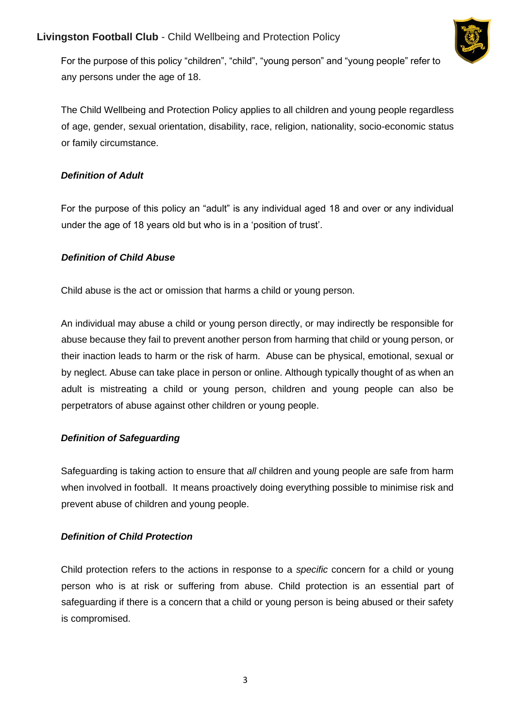For the purpose of this policy "children", "child", "young person" and "young people" refer to any persons under the age of 18.

The Child Wellbeing and Protection Policy applies to all children and young people regardless of age, gender, sexual orientation, disability, race, religion, nationality, socio-economic status or family circumstance.

***Definition of Adult***

For the purpose of this policy an "adult" is any individual aged 18 and over or any individual under the age of 18 years old but who is in a 'position of trust'.

***Definition of Child Abuse***

Child abuse is the act or omission that harms a child or young person.

An individual may abuse a child or young person directly, or may indirectly be responsible for abuse because they fail to prevent another person from harming that child or young person, or their inaction leads to harm or the risk of harm. Abuse can be physical, emotional, sexual or by neglect. Abuse can take place in person or online. Although typically thought of as when an adult is mistreating a child or young person, children and young people can also be perpetrators of abuse against other children or young people.

***Definition of Safeguarding***

Safeguarding is taking action to ensure that *all* children and young people are safe from harm when involved in football. It means proactively doing everything possible to minimise risk and prevent abuse of children and young people.

***Definition of Child Protection***

Child protection refers to the actions in response to a *specific* concern for a child or young person who is at risk or suffering from abuse. Child protection is an essential part of safeguarding if there is a concern that a child or young person is being abused or their safety is compromised.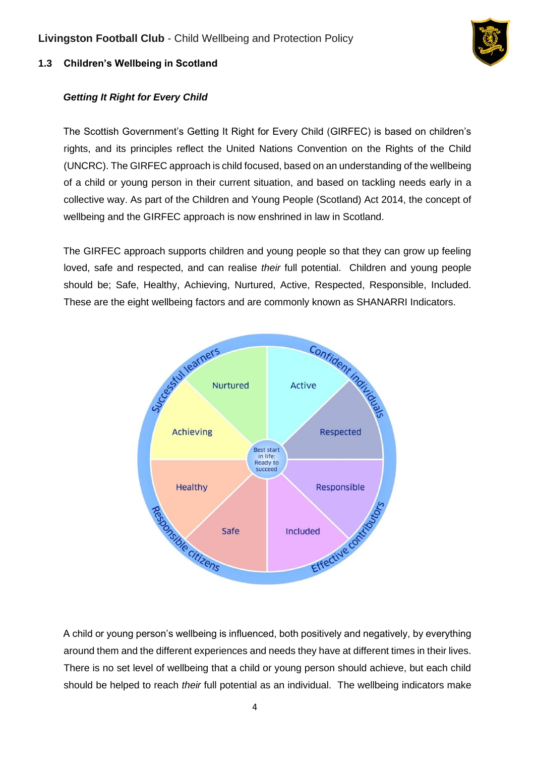### 1.3 Children's Wellbeing in Scotland

***Getting It Right for Every Child***

The Scottish Government's Getting It Right for Every Child (GIRFEC) is based on children's rights, and its principles reflect the United Nations Convention on the Rights of the Child (UNCRC). The GIRFEC approach is child focused, based on an understanding of the wellbeing of a child or young person in their current situation, and based on tackling needs early in a collective way. As part of the Children and Young People (Scotland) Act 2014, the concept of wellbeing and the GIRFEC approach is now enshrined in law in Scotland.

The GIRFEC approach supports children and young people so that they can grow up feeling loved, safe and respected, and can realise *their* full potential. Children and young people should be; Safe, Healthy, Achieving, Nurtured, Active, Respected, Responsible, Included. These are the eight wellbeing factors and are commonly known as SHANARRI Indicators.

Successful learners · Confident individuals · Responsible citizens · Effective contributors

Nurtured · Active · Achieving · Respected · Healthy · Responsible · Safe · Included

Best start in life: Ready to succeed

A child or young person's wellbeing is influenced, both positively and negatively, by everything around them and the different experiences and needs they have at different times in their lives. There is no set level of wellbeing that a child or young person should achieve, but each child should be helped to reach *their* full potential as an individual. The wellbeing indicators make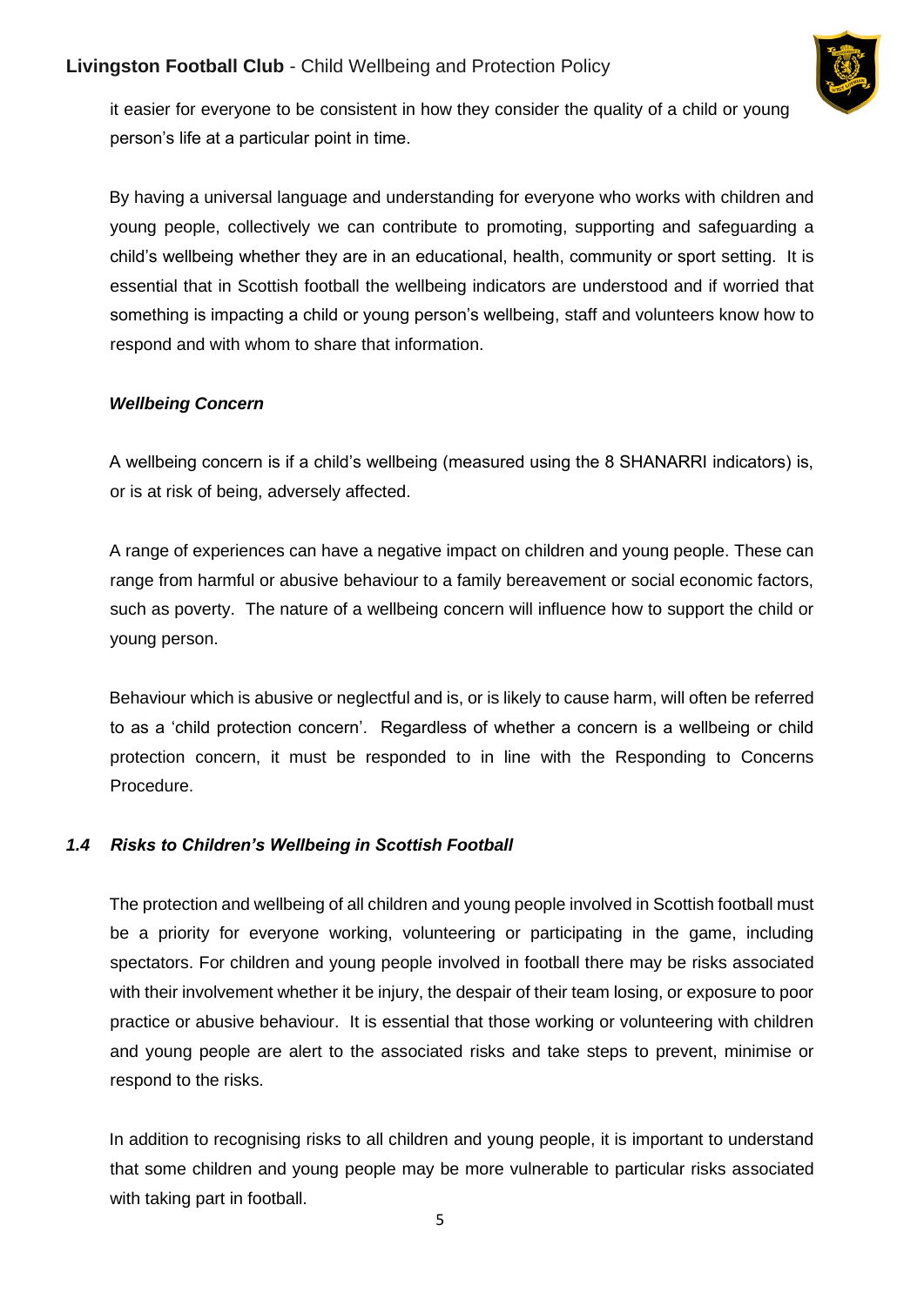it easier for everyone to be consistent in how they consider the quality of a child or young person's life at a particular point in time.

By having a universal language and understanding for everyone who works with children and young people, collectively we can contribute to promoting, supporting and safeguarding a child's wellbeing whether they are in an educational, health, community or sport setting. It is essential that in Scottish football the wellbeing indicators are understood and if worried that something is impacting a child or young person's wellbeing, staff and volunteers know how to respond and with whom to share that information.

***Wellbeing Concern***

A wellbeing concern is if a child's wellbeing (measured using the 8 SHANARRI indicators) is, or is at risk of being, adversely affected.

A range of experiences can have a negative impact on children and young people. These can range from harmful or abusive behaviour to a family bereavement or social economic factors, such as poverty. The nature of a wellbeing concern will influence how to support the child or young person.

Behaviour which is abusive or neglectful and is, or is likely to cause harm, will often be referred to as a 'child protection concern'. Regardless of whether a concern is a wellbeing or child protection concern, it must be responded to in line with the Responding to Concerns Procedure.

### *1.4 Risks to Children's Wellbeing in Scottish Football*

The protection and wellbeing of all children and young people involved in Scottish football must be a priority for everyone working, volunteering or participating in the game, including spectators. For children and young people involved in football there may be risks associated with their involvement whether it be injury, the despair of their team losing, or exposure to poor practice or abusive behaviour. It is essential that those working or volunteering with children and young people are alert to the associated risks and take steps to prevent, minimise or respond to the risks.

In addition to recognising risks to all children and young people, it is important to understand that some children and young people may be more vulnerable to particular risks associated with taking part in football.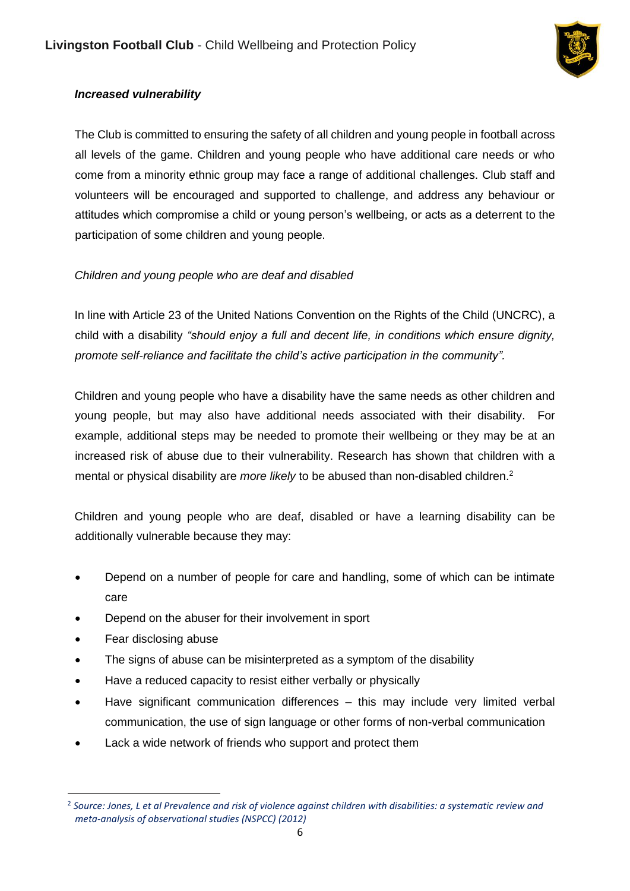***Increased vulnerability***

The Club is committed to ensuring the safety of all children and young people in football across all levels of the game. Children and young people who have additional care needs or who come from a minority ethnic group may face a range of additional challenges. Club staff and volunteers will be encouraged and supported to challenge, and address any behaviour or attitudes which compromise a child or young person's wellbeing, or acts as a deterrent to the participation of some children and young people.

*Children and young people who are deaf and disabled*

In line with Article 23 of the United Nations Convention on the Rights of the Child (UNCRC), a child with a disability *"should enjoy a full and decent life, in conditions which ensure dignity, promote self-reliance and facilitate the child's active participation in the community".*

Children and young people who have a disability have the same needs as other children and young people, but may also have additional needs associated with their disability. For example, additional steps may be needed to promote their wellbeing or they may be at an increased risk of abuse due to their vulnerability. Research has shown that children with a mental or physical disability are *more likely* to be abused than non-disabled children.[2]

Children and young people who are deaf, disabled or have a learning disability can be additionally vulnerable because they may:

- Depend on a number of people for care and handling, some of which can be intimate care
- Depend on the abuser for their involvement in sport
- Fear disclosing abuse
- The signs of abuse can be misinterpreted as a symptom of the disability
- Have a reduced capacity to resist either verbally or physically
- Have significant communication differences – this may include very limited verbal communication, the use of sign language or other forms of non-verbal communication
- Lack a wide network of friends who support and protect them

---

[2] *Source: Jones, L et al Prevalence and risk of violence against children with disabilities: a systematic review and meta-analysis of observational studies (NSPCC) (2012)*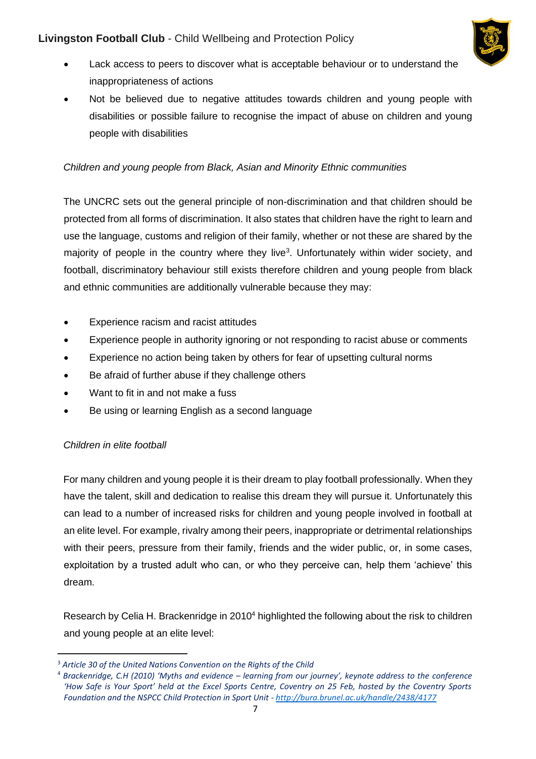- Lack access to peers to discover what is acceptable behaviour or to understand the inappropriateness of actions
- Not be believed due to negative attitudes towards children and young people with disabilities or possible failure to recognise the impact of abuse on children and young people with disabilities

*Children and young people from Black, Asian and Minority Ethnic communities*

The UNCRC sets out the general principle of non-discrimination and that children should be protected from all forms of discrimination. It also states that children have the right to learn and use the language, customs and religion of their family, whether or not these are shared by the majority of people in the country where they live[3]. Unfortunately within wider society, and football, discriminatory behaviour still exists therefore children and young people from black and ethnic communities are additionally vulnerable because they may:

- Experience racism and racist attitudes
- Experience people in authority ignoring or not responding to racist abuse or comments
- Experience no action being taken by others for fear of upsetting cultural norms
- Be afraid of further abuse if they challenge others
- Want to fit in and not make a fuss
- Be using or learning English as a second language

*Children in elite football*

For many children and young people it is their dream to play football professionally. When they have the talent, skill and dedication to realise this dream they will pursue it. Unfortunately this can lead to a number of increased risks for children and young people involved in football at an elite level. For example, rivalry among their peers, inappropriate or detrimental relationships with their peers, pressure from their family, friends and the wider public, or, in some cases, exploitation by a trusted adult who can, or who they perceive can, help them 'achieve' this dream.

Research by Celia H. Brackenridge in 2010[4] highlighted the following about the risk to children and young people at an elite level:

---

[3] *Article 30 of the United Nations Convention on the Rights of the Child*

[4] *Brackenridge, C.H (2010) 'Myths and evidence – learning from our journey', keynote address to the conference 'How Safe is Your Sport' held at the Excel Sports Centre, Coventry on 25 Feb, hosted by the Coventry Sports Foundation and the NSPCC Child Protection in Sport Unit - http://bura.brunel.ac.uk/handle/2438/4177*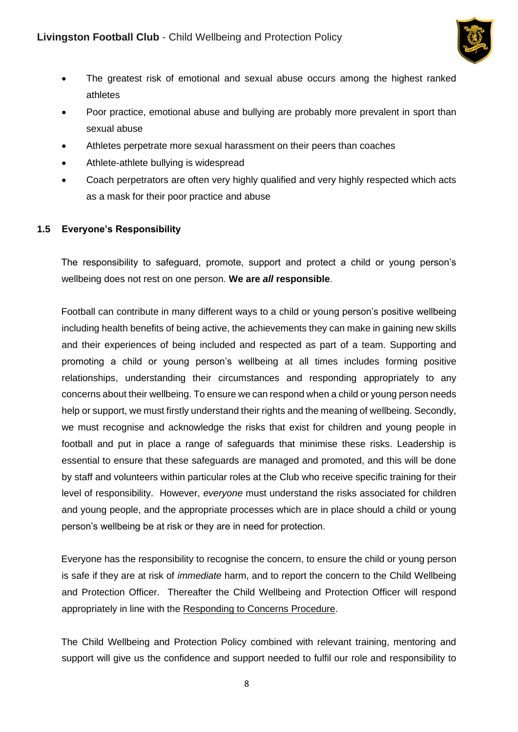- The greatest risk of emotional and sexual abuse occurs among the highest ranked athletes
- Poor practice, emotional abuse and bullying are probably more prevalent in sport than sexual abuse
- Athletes perpetrate more sexual harassment on their peers than coaches
- Athlete-athlete bullying is widespread
- Coach perpetrators are often very highly qualified and very highly respected which acts as a mask for their poor practice and abuse

### 1.5 Everyone's Responsibility

The responsibility to safeguard, promote, support and protect a child or young person's wellbeing does not rest on one person. **We are *all* responsible**.

Football can contribute in many different ways to a child or young person's positive wellbeing including health benefits of being active, the achievements they can make in gaining new skills and their experiences of being included and respected as part of a team. Supporting and promoting a child or young person's wellbeing at all times includes forming positive relationships, understanding their circumstances and responding appropriately to any concerns about their wellbeing. To ensure we can respond when a child or young person needs help or support, we must firstly understand their rights and the meaning of wellbeing. Secondly, we must recognise and acknowledge the risks that exist for children and young people in football and put in place a range of safeguards that minimise these risks. Leadership is essential to ensure that these safeguards are managed and promoted, and this will be done by staff and volunteers within particular roles at the Club who receive specific training for their level of responsibility. However, *everyone* must understand the risks associated for children and young people, and the appropriate processes which are in place should a child or young person's wellbeing be at risk or they are in need for protection.

Everyone has the responsibility to recognise the concern, to ensure the child or young person is safe if they are at risk of *immediate* harm, and to report the concern to the Child Wellbeing and Protection Officer. Thereafter the Child Wellbeing and Protection Officer will respond appropriately in line with the Responding to Concerns Procedure.

The Child Wellbeing and Protection Policy combined with relevant training, mentoring and support will give us the confidence and support needed to fulfil our role and responsibility to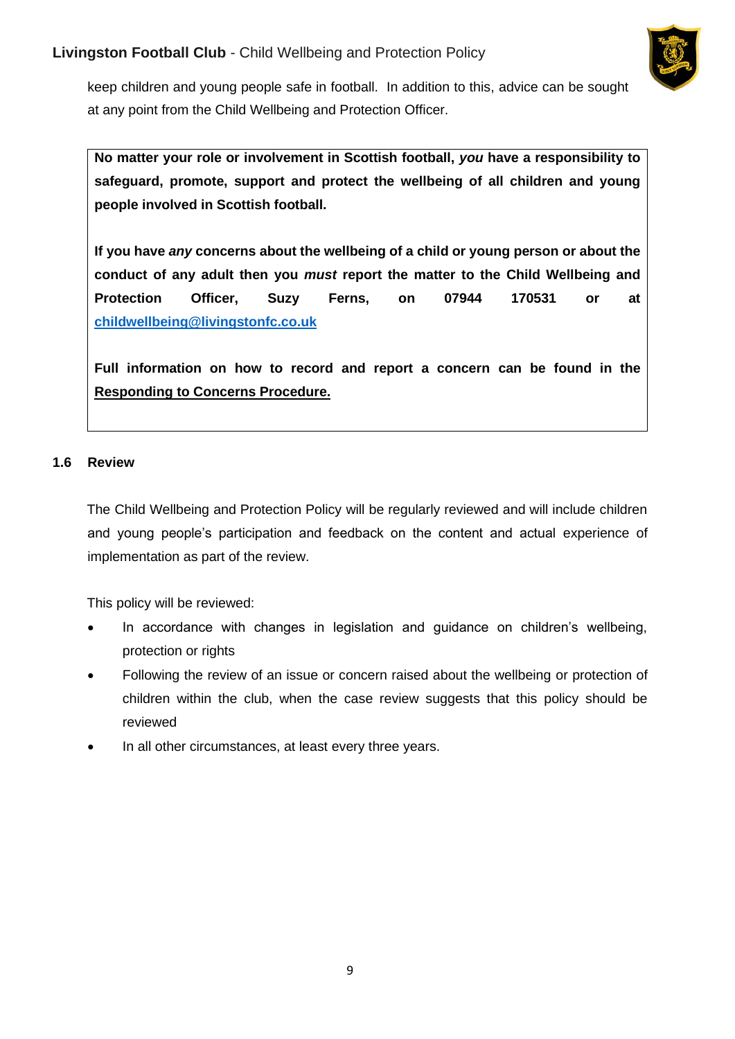keep children and young people safe in football. In addition to this, advice can be sought at any point from the Child Wellbeing and Protection Officer.

**No matter your role or involvement in Scottish football, *you* have a responsibility to safeguard, promote, support and protect the wellbeing of all children and young people involved in Scottish football.**

**If you have *any* concerns about the wellbeing of a child or young person or about the conduct of any adult then you *must* report the matter to the Child Wellbeing and Protection Officer, Suzy Ferns, on 07944 170531 or at childwellbeing@livingstonfc.co.uk**

**Full information on how to record and report a concern can be found in the Responding to Concerns Procedure.**

### 1.6 Review

The Child Wellbeing and Protection Policy will be regularly reviewed and will include children and young people's participation and feedback on the content and actual experience of implementation as part of the review.

This policy will be reviewed:

- In accordance with changes in legislation and guidance on children's wellbeing, protection or rights
- Following the review of an issue or concern raised about the wellbeing or protection of children within the club, when the case review suggests that this policy should be reviewed
- In all other circumstances, at least every three years.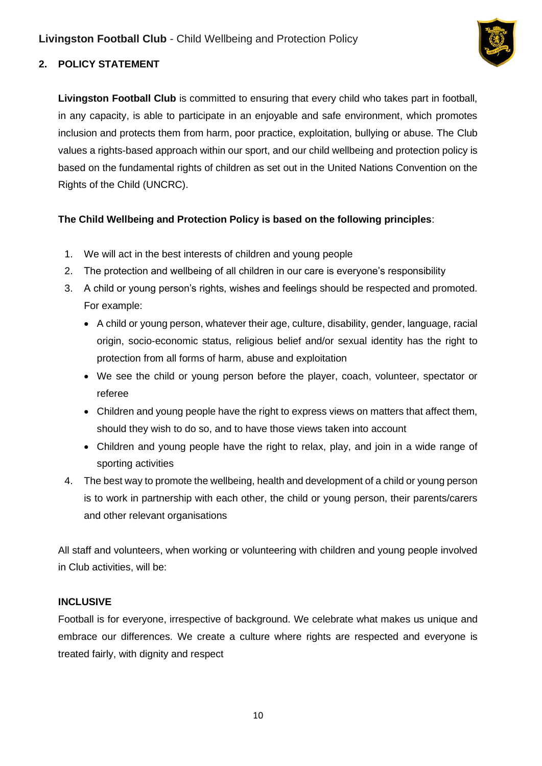## 2. POLICY STATEMENT

**Livingston Football Club** is committed to ensuring that every child who takes part in football, in any capacity, is able to participate in an enjoyable and safe environment, which promotes inclusion and protects them from harm, poor practice, exploitation, bullying or abuse. The Club values a rights-based approach within our sport, and our child wellbeing and protection policy is based on the fundamental rights of children as set out in the United Nations Convention on the Rights of the Child (UNCRC).

**The Child Wellbeing and Protection Policy is based on the following principles**:

1. We will act in the best interests of children and young people
2. The protection and wellbeing of all children in our care is everyone's responsibility
3. A child or young person's rights, wishes and feelings should be respected and promoted. For example:
   - A child or young person, whatever their age, culture, disability, gender, language, racial origin, socio-economic status, religious belief and/or sexual identity has the right to protection from all forms of harm, abuse and exploitation
   - We see the child or young person before the player, coach, volunteer, spectator or referee
   - Children and young people have the right to express views on matters that affect them, should they wish to do so, and to have those views taken into account
   - Children and young people have the right to relax, play, and join in a wide range of sporting activities
4. The best way to promote the wellbeing, health and development of a child or young person is to work in partnership with each other, the child or young person, their parents/carers and other relevant organisations

All staff and volunteers, when working or volunteering with children and young people involved in Club activities, will be:

**INCLUSIVE**

Football is for everyone, irrespective of background. We celebrate what makes us unique and embrace our differences. We create a culture where rights are respected and everyone is treated fairly, with dignity and respect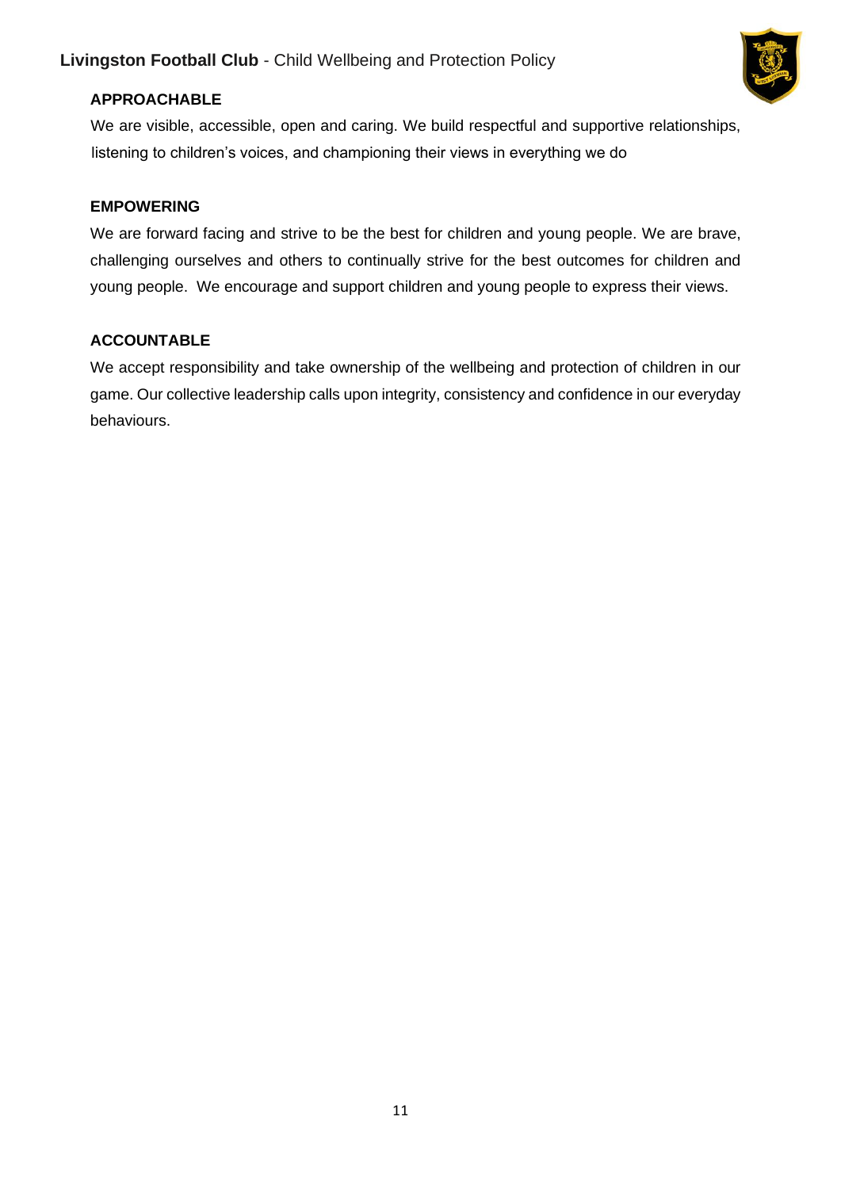**APPROACHABLE**

We are visible, accessible, open and caring. We build respectful and supportive relationships, listening to children's voices, and championing their views in everything we do

**EMPOWERING**

We are forward facing and strive to be the best for children and young people. We are brave, challenging ourselves and others to continually strive for the best outcomes for children and young people. We encourage and support children and young people to express their views.

**ACCOUNTABLE**

We accept responsibility and take ownership of the wellbeing and protection of children in our game. Our collective leadership calls upon integrity, consistency and confidence in our everyday behaviours.